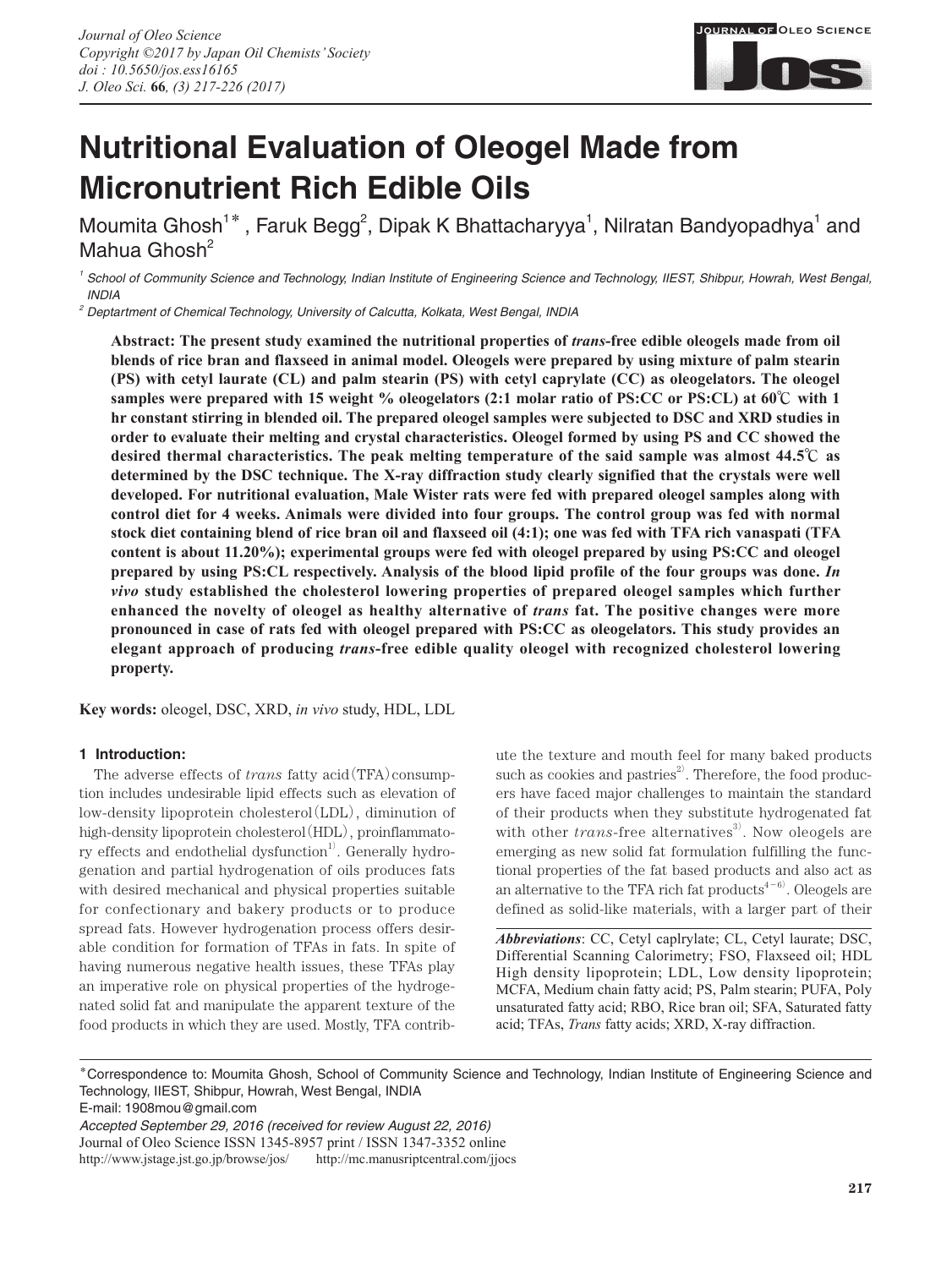# Nutritional Evaluation of Oleogel Made from Micronutrient Rich Edible Oils

Moumita Ghosh[1*], Faruk Begg[2], Dipak K Bhattacharyya[1], Nilratan Bandyopadhya[1] and Mahua Ghosh[2]

[1] School of Community Science and Technology, Indian Institute of Engineering Science and Technology, IIEST, Shibpur, Howrah, West Bengal, INDIA

[2] Deptartment of Chemical Technology, University of Calcutta, Kolkata, West Bengal, INDIA

**Abstract: The present study examined the nutritional properties of *trans*-free edible oleogels made from oil blends of rice bran and flaxseed in animal model. Oleogels were prepared by using mixture of palm stearin (PS) with cetyl laurate (CL) and palm stearin (PS) with cetyl caprylate (CC) as oleogelators. The oleogel samples were prepared with 15 weight % oleogelators (2:1 molar ratio of PS:CC or PS:CL) at 60℃ with 1 hr constant stirring in blended oil. The prepared oleogel samples were subjected to DSC and XRD studies in order to evaluate their melting and crystal characteristics. Oleogel formed by using PS and CC showed the desired thermal characteristics. The peak melting temperature of the said sample was almost 44.5℃ as determined by the DSC technique. The X-ray diffraction study clearly signified that the crystals were well developed. For nutritional evaluation, Male Wister rats were fed with prepared oleogel samples along with control diet for 4 weeks. Animals were divided into four groups. The control group was fed with normal stock diet containing blend of rice bran oil and flaxseed oil (4:1); one was fed with TFA rich vanaspati (TFA content is about 11.20%); experimental groups were fed with oleogel prepared by using PS:CC and oleogel prepared by using PS:CL respectively. Analysis of the blood lipid profile of the four groups was done. *In vivo* study established the cholesterol lowering properties of prepared oleogel samples which further enhanced the novelty of oleogel as healthy alternative of *trans* fat. The positive changes were more pronounced in case of rats fed with oleogel prepared with PS:CC as oleogelators. This study provides an elegant approach of producing *trans*-free edible quality oleogel with recognized cholesterol lowering property.**

**Key words:** oleogel, DSC, XRD, *in vivo* study, HDL, LDL

## 1 Introduction:

The adverse effects of *trans* fatty acid (TFA) consumption includes undesirable lipid effects such as elevation of low-density lipoprotein cholesterol (LDL), diminution of high-density lipoprotein cholesterol (HDL), proinflammatory effects and endothelial dysfunction[1]. Generally hydrogenation and partial hydrogenation of oils produces fats with desired mechanical and physical properties suitable for confectionary and bakery products or to produce spread fats. However hydrogenation process offers desirable condition for formation of TFAs in fats. In spite of having numerous negative health issues, these TFAs play an imperative role on physical properties of the hydrogenated solid fat and manipulate the apparent texture of the food products in which they are used. Mostly, TFA contribute the texture and mouth feel for many baked products such as cookies and pastries[2]. Therefore, the food producers have faced major challenges to maintain the standard of their products when they substitute hydrogenated fat with other *trans*-free alternatives[3]. Now oleogels are emerging as new solid fat formulation fulfilling the functional properties of the fat based products and also act as an alternative to the TFA rich fat products[4-6]. Oleogels are defined as solid-like materials, with a larger part of their

***Abbreviations***: CC, Cetyl caplrylate; CL, Cetyl laurate; DSC, Differential Scanning Calorimetry; FSO, Flaxseed oil; HDL High density lipoprotein; LDL, Low density lipoprotein; MCFA, Medium chain fatty acid; PS, Palm stearin; PUFA, Poly unsaturated fatty acid; RBO, Rice bran oil; SFA, Saturated fatty acid; TFAs, *Trans* fatty acids; XRD, X-ray diffraction.

*Correspondence to: Moumita Ghosh, School of Community Science and Technology, Indian Institute of Engineering Science and Technology, IIEST, Shibpur, Howrah, West Bengal, INDIA
E-mail: 1908mou@gmail.com
*Accepted September 29, 2016 (received for review August 22, 2016)*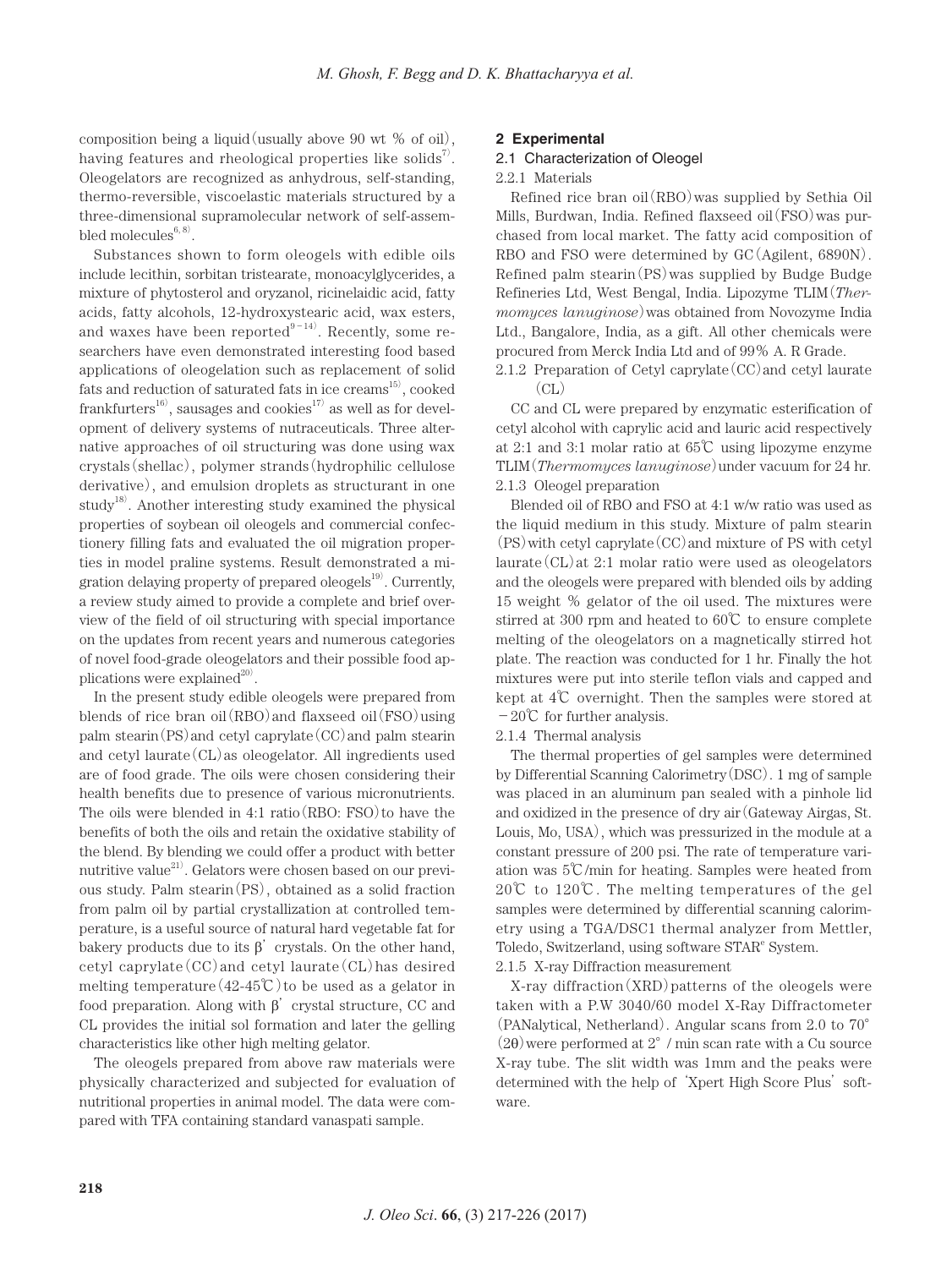composition being a liquid (usually above 90 wt % of oil), having features and rheological properties like solids[7]. Oleogelators are recognized as anhydrous, self-standing, thermo-reversible, viscoelastic materials structured by a three-dimensional supramolecular network of self-assembled molecules[6, 8].

Substances shown to form oleogels with edible oils include lecithin, sorbitan tristearate, monoacylglycerides, a mixture of phytosterol and oryzanol, ricinelaidic acid, fatty acids, fatty alcohols, 12-hydroxystearic acid, wax esters, and waxes have been reported[9−14]. Recently, some researchers have even demonstrated interesting food based applications of oleogelation such as replacement of solid fats and reduction of saturated fats in ice creams[15], cooked frankfurters[16], sausages and cookies[17] as well as for development of delivery systems of nutraceuticals. Three alternative approaches of oil structuring was done using wax crystals (shellac), polymer strands (hydrophilic cellulose derivative), and emulsion droplets as structurant in one study[18]. Another interesting study examined the physical properties of soybean oil oleogels and commercial confectionery filling fats and evaluated the oil migration properties in model praline systems. Result demonstrated a migration delaying property of prepared oleogels[19]. Currently, a review study aimed to provide a complete and brief overview of the field of oil structuring with special importance on the updates from recent years and numerous categories of novel food-grade oleogelators and their possible food applications were explained[20].

In the present study edible oleogels were prepared from blends of rice bran oil (RBO) and flaxseed oil (FSO) using palm stearin (PS) and cetyl caprylate (CC) and palm stearin and cetyl laurate (CL) as oleogelator. All ingredients used are of food grade. The oils were chosen considering their health benefits due to presence of various micronutrients. The oils were blended in 4:1 ratio (RBO: FSO) to have the benefits of both the oils and retain the oxidative stability of the blend. By blending we could offer a product with better nutritive value[21]. Gelators were chosen based on our previous study. Palm stearin (PS), obtained as a solid fraction from palm oil by partial crystallization at controlled temperature, is a useful source of natural hard vegetable fat for bakery products due to its β' crystals. On the other hand, cetyl caprylate (CC) and cetyl laurate (CL) has desired melting temperature (42-45℃) to be used as a gelator in food preparation. Along with β' crystal structure, CC and CL provides the initial sol formation and later the gelling characteristics like other high melting gelator.

The oleogels prepared from above raw materials were physically characterized and subjected for evaluation of nutritional properties in animal model. The data were compared with TFA containing standard vanaspati sample.

## 2 Experimental

### 2.1 Characterization of Oleogel

#### 2.2.1 Materials

Refined rice bran oil (RBO) was supplied by Sethia Oil Mills, Burdwan, India. Refined flaxseed oil (FSO) was purchased from local market. The fatty acid composition of RBO and FSO were determined by GC (Agilent, 6890N). Refined palm stearin (PS) was supplied by Budge Budge Refineries Ltd, West Bengal, India. Lipozyme TLIM (*Thermomyces lanuginose*) was obtained from Novozyme India Ltd., Bangalore, India, as a gift. All other chemicals were procured from Merck India Ltd and of 99% A. R Grade.

#### 2.1.2 Preparation of Cetyl caprylate (CC) and cetyl laurate (CL)

CC and CL were prepared by enzymatic esterification of cetyl alcohol with caprylic acid and lauric acid respectively at 2:1 and 3:1 molar ratio at 65℃ using lipozyme enzyme TLIM (*Thermomyces lanuginose*) under vacuum for 24 hr.

#### 2.1.3 Oleogel preparation

Blended oil of RBO and FSO at 4:1 w/w ratio was used as the liquid medium in this study. Mixture of palm stearin (PS) with cetyl caprylate (CC) and mixture of PS with cetyl laurate (CL) at 2:1 molar ratio were used as oleogelators and the oleogels were prepared with blended oils by adding 15 weight % gelator of the oil used. The mixtures were stirred at 300 rpm and heated to 60℃ to ensure complete melting of the oleogelators on a magnetically stirred hot plate. The reaction was conducted for 1 hr. Finally the hot mixtures were put into sterile teflon vials and capped and kept at 4℃ overnight. Then the samples were stored at −20℃ for further analysis.

#### 2.1.4 Thermal analysis

The thermal properties of gel samples were determined by Differential Scanning Calorimetry (DSC). 1 mg of sample was placed in an aluminum pan sealed with a pinhole lid and oxidized in the presence of dry air (Gateway Airgas, St. Louis, Mo, USA), which was pressurized in the module at a constant pressure of 200 psi. The rate of temperature variation was 5℃/min for heating. Samples were heated from 20℃ to 120℃. The melting temperatures of the gel samples were determined by differential scanning calorimetry using a TGA/DSC1 thermal analyzer from Mettler, Toledo, Switzerland, using software STAR$^e$ System.

#### 2.1.5 X-ray Diffraction measurement

X-ray diffraction (XRD) patterns of the oleogels were taken with a P.W 3040/60 model X-Ray Diffractometer (PANalytical, Netherland). Angular scans from 2.0 to 70° (2θ) were performed at 2° / min scan rate with a Cu source X-ray tube. The slit width was 1mm and the peaks were determined with the help of 'Xpert High Score Plus' software.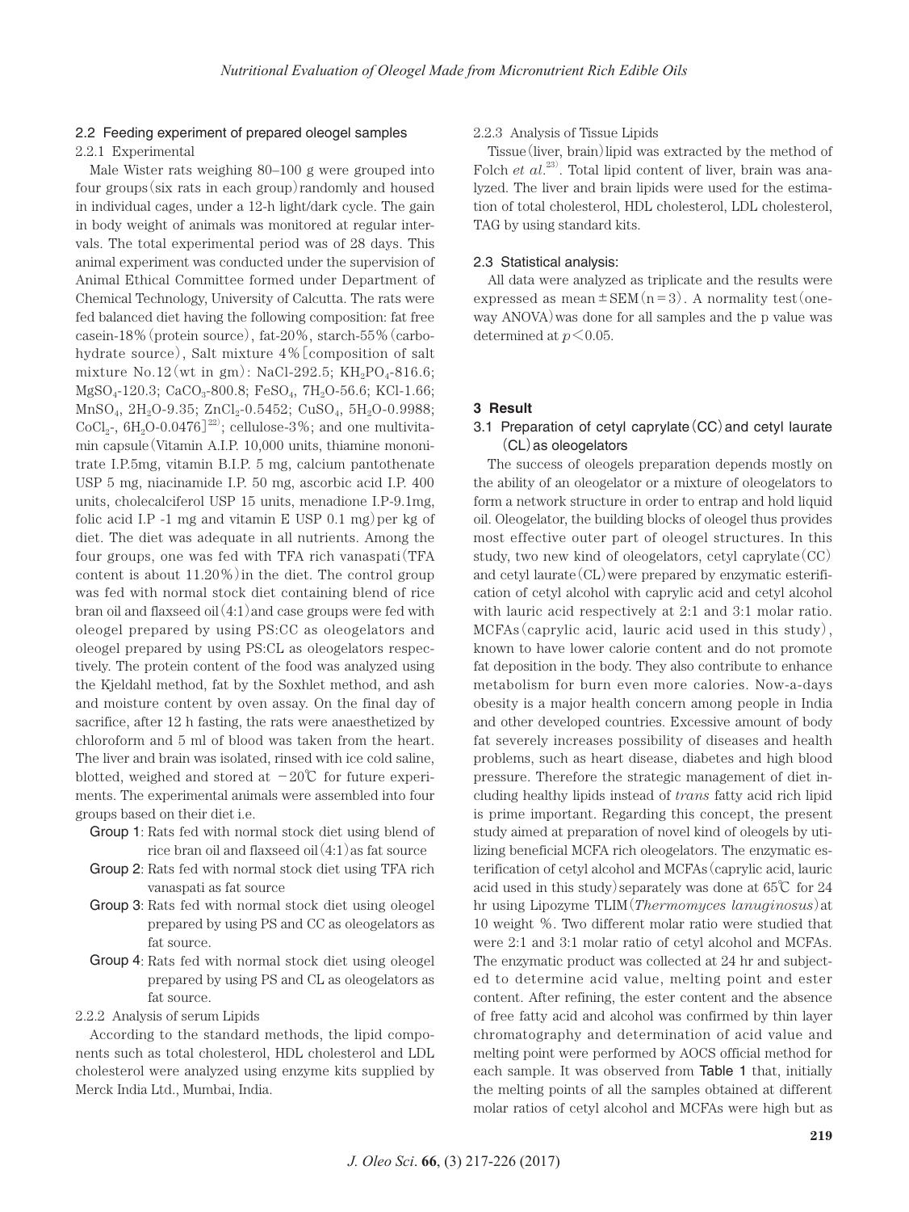### 2.2 Feeding experiment of prepared oleogel samples

#### 2.2.1 Experimental

Male Wister rats weighing 80–100 g were grouped into four groups (six rats in each group) randomly and housed in individual cages, under a 12-h light/dark cycle. The gain in body weight of animals was monitored at regular intervals. The total experimental period was of 28 days. This animal experiment was conducted under the supervision of Animal Ethical Committee formed under Department of Chemical Technology, University of Calcutta. The rats were fed balanced diet having the following composition: fat free casein-18% (protein source), fat-20%, starch-55% (carbohydrate source), Salt mixture 4% [composition of salt mixture No.12 (wt in gm): NaCl-292.5; $KH_2PO_4$-816.6; $MgSO_4$-120.3; $CaCO_3$-800.8; $FeSO_4$, $7H_2O$-56.6; KCl-1.66; $MnSO_4$, $2H_2O$-9.35; $ZnCl_2$-0.5452; $CuSO_4$, $5H_2O$-0.9988; $CoCl_2$-, $6H_2O$-0.0476][22]; cellulose-3%; and one multivitamin capsule (Vitamin A.I.P. 10,000 units, thiamine mononitrate I.P.5mg, vitamin B.I.P. 5 mg, calcium pantothenate USP 5 mg, niacinamide I.P. 50 mg, ascorbic acid I.P. 400 units, cholecalciferol USP 15 units, menadione I.P-9.1mg, folic acid I.P -1 mg and vitamin E USP 0.1 mg) per kg of diet. The diet was adequate in all nutrients. Among the four groups, one was fed with TFA rich vanaspati (TFA content is about 11.20%) in the diet. The control group was fed with normal stock diet containing blend of rice bran oil and flaxseed oil (4:1) and case groups were fed with oleogel prepared by using PS:CC as oleogelators and oleogel prepared by using PS:CL as oleogelators respectively. The protein content of the food was analyzed using the Kjeldahl method, fat by the Soxhlet method, and ash and moisture content by oven assay. On the final day of sacrifice, after 12 h fasting, the rats were anaesthetized by chloroform and 5 ml of blood was taken from the heart. The liver and brain was isolated, rinsed with ice cold saline, blotted, weighed and stored at −20℃ for future experiments. The experimental animals were assembled into four groups based on their diet i.e.

- **Group 1**: Rats fed with normal stock diet using blend of rice bran oil and flaxseed oil (4:1) as fat source
- **Group 2**: Rats fed with normal stock diet using TFA rich vanaspati as fat source
- **Group 3**: Rats fed with normal stock diet using oleogel prepared by using PS and CC as oleogelators as fat source.
- **Group 4**: Rats fed with normal stock diet using oleogel prepared by using PS and CL as oleogelators as fat source.

#### 2.2.2 Analysis of serum Lipids

According to the standard methods, the lipid components such as total cholesterol, HDL cholesterol and LDL cholesterol were analyzed using enzyme kits supplied by Merck India Ltd., Mumbai, India.

#### 2.2.3 Analysis of Tissue Lipids

Tissue (liver, brain) lipid was extracted by the method of Folch *et al.*[23]. Total lipid content of liver, brain was analyzed. The liver and brain lipids were used for the estimation of total cholesterol, HDL cholesterol, LDL cholesterol, TAG by using standard kits.

### 2.3 Statistical analysis:

All data were analyzed as triplicate and the results were expressed as mean ± SEM ($n = 3$). A normality test (one-way ANOVA) was done for all samples and the p value was determined at $p < 0.05$.

## 3 Result

### 3.1 Preparation of cetyl caprylate (CC) and cetyl laurate (CL) as oleogelators

The success of oleogels preparation depends mostly on the ability of an oleogelator or a mixture of oleogelators to form a network structure in order to entrap and hold liquid oil. Oleogelator, the building blocks of oleogel thus provides most effective outer part of oleogel structures. In this study, two new kind of oleogelators, cetyl caprylate (CC) and cetyl laurate (CL) were prepared by enzymatic esterification of cetyl alcohol with caprylic acid and cetyl alcohol with lauric acid respectively at 2:1 and 3:1 molar ratio. MCFAs (caprylic acid, lauric acid used in this study), known to have lower calorie content and do not promote fat deposition in the body. They also contribute to enhance metabolism for burn even more calories. Now-a-days obesity is a major health concern among people in India and other developed countries. Excessive amount of body fat severely increases possibility of diseases and health problems, such as heart disease, diabetes and high blood pressure. Therefore the strategic management of diet including healthy lipids instead of *trans* fatty acid rich lipid is prime important. Regarding this concept, the present study aimed at preparation of novel kind of oleogels by utilizing beneficial MCFA rich oleogelators. The enzymatic esterification of cetyl alcohol and MCFAs (caprylic acid, lauric acid used in this study) separately was done at 65℃ for 24 hr using Lipozyme TLIM (*Thermomyces lanuginosus*) at 10 weight %. Two different molar ratio were studied that were 2:1 and 3:1 molar ratio of cetyl alcohol and MCFAs. The enzymatic product was collected at 24 hr and subjected to determine acid value, melting point and ester content. After refining, the ester content and the absence of free fatty acid and alcohol was confirmed by thin layer chromatography and determination of acid value and melting point were performed by AOCS official method for each sample. It was observed from **Table 1** that, initially the melting points of all the samples obtained at different molar ratios of cetyl alcohol and MCFAs were high but as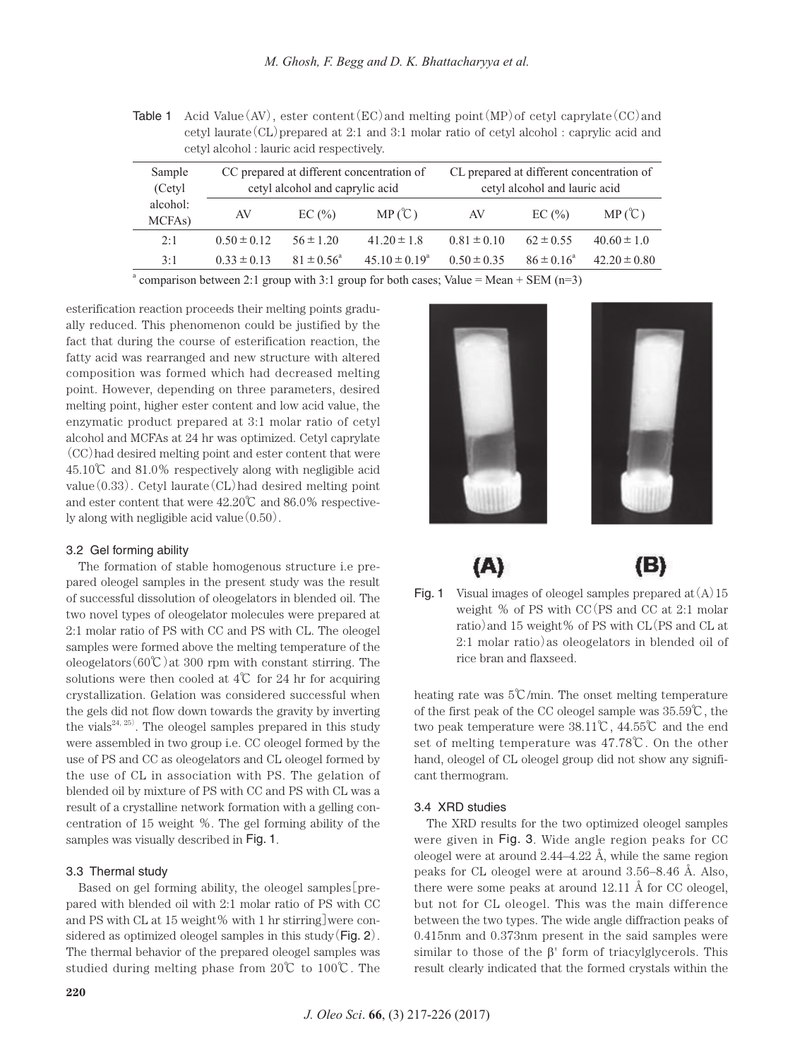Table 1 Acid Value (AV), ester content (EC) and melting point (MP) of cetyl caprylate (CC) and cetyl laurate (CL) prepared at 2:1 and 3:1 molar ratio of cetyl alcohol : caprylic acid and cetyl alcohol : lauric acid respectively.

| Sample (Cetyl alcohol: MCFAs) | CC prepared at different concentration of cetyl alcohol and caprylic acid | | | CL prepared at different concentration of cetyl alcohol and lauric acid | | |
|---|---|---|---|---|---|---|
| | AV | EC (%) | MP (℃) | AV | EC (%) | MP (℃) |
| 2:1 | 0.50 ± 0.12 | 56 ± 1.20 | 41.20 ± 1.8 | 0.81 ± 0.10 | 62 ± 0.55 | 40.60 ± 1.0 |
| 3:1 | 0.33 ± 0.13 | 81 ± 0.56[a] | 45.10 ± 0.19[a] | 0.50 ± 0.35 | 86 ± 0.16[a] | 42.20 ± 0.80 |

[a] comparison between 2:1 group with 3:1 group for both cases; Value = Mean + SEM (n=3)

esterification reaction proceeds their melting points gradually reduced. This phenomenon could be justified by the fact that during the course of esterification reaction, the fatty acid was rearranged and new structure with altered composition was formed which had decreased melting point. However, depending on three parameters, desired melting point, higher ester content and low acid value, the enzymatic product prepared at 3:1 molar ratio of cetyl alcohol and MCFAs at 24 hr was optimized. Cetyl caprylate (CC) had desired melting point and ester content that were 45.10℃ and 81.0% respectively along with negligible acid value (0.33). Cetyl laurate (CL) had desired melting point and ester content that were 42.20℃ and 86.0% respectively along with negligible acid value (0.50).

### 3.2 Gel forming ability

The formation of stable homogenous structure i.e prepared oleogel samples in the present study was the result of successful dissolution of oleogelators in blended oil. The two novel types of oleogelator molecules were prepared at 2:1 molar ratio of PS with CC and PS with CL. The oleogel samples were formed above the melting temperature of the oleogelators (60℃) at 300 rpm with constant stirring. The solutions were then cooled at 4℃ for 24 hr for acquiring crystallization. Gelation was considered successful when the gels did not flow down towards the gravity by inverting the vials[24, 25]. The oleogel samples prepared in this study were assembled in two group i.e. CC oleogel formed by the use of PS and CC as oleogelators and CL oleogel formed by the use of CL in association with PS. The gelation of blended oil by mixture of PS with CC and PS with CL was a result of a crystalline network formation with a gelling concentration of 15 weight %. The gel forming ability of the samples was visually described in Fig. 1.

### 3.3 Thermal study

Based on gel forming ability, the oleogel samples [prepared with blended oil with 2:1 molar ratio of PS with CC and PS with CL at 15 weight% with 1 hr stirring] were considered as optimized oleogel samples in this study (Fig. 2). The thermal behavior of the prepared oleogel samples was studied during melting phase from 20℃ to 100℃. The heating rate was 5℃/min. The onset melting temperature of the first peak of the CC oleogel sample was 35.59℃, the two peak temperature were 38.11℃, 44.55℃ and the end set of melting temperature was 47.78℃. On the other hand, oleogel of CL oleogel group did not show any significant thermogram.

(A) (B)

Fig. 1 Visual images of oleogel samples prepared at (A) 15 weight % of PS with CC (PS and CC at 2:1 molar ratio) and 15 weight% of PS with CL (PS and CL at 2:1 molar ratio) as oleogelators in blended oil of rice bran and flaxseed.

### 3.4 XRD studies

The XRD results for the two optimized oleogel samples were given in Fig. 3. Wide angle region peaks for CC oleogel were at around 2.44–4.22 Å, while the same region peaks for CL oleogel were at around 3.56–8.46 Å. Also, there were some peaks at around 12.11 Å for CC oleogel, but not for CL oleogel. This was the main difference between the two types. The wide angle diffraction peaks of 0.415nm and 0.373nm present in the said samples were similar to those of the β' form of triacylglycerols. This result clearly indicated that the formed crystals within the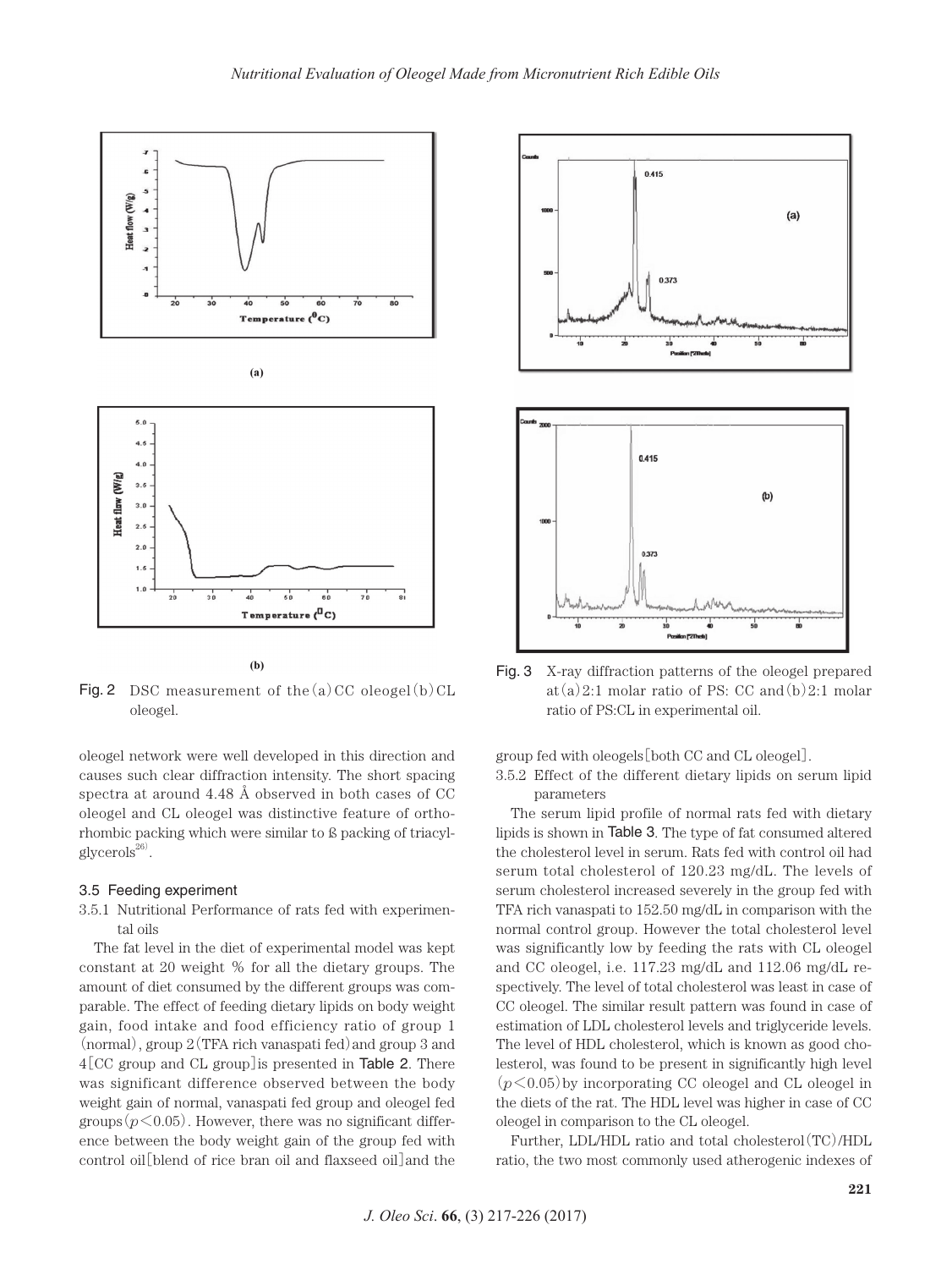Heat flow (W/g)

Temperature ($^0$C)

(a)

Heat flow (W/g)

Temperature ($^0$C)

(b)

Fig. 2 DSC measurement of the (a) CC oleogel (b) CL oleogel.

Counts

0.415

(a)

0.373

Position [°2Theta]

Counts

0.415

(b)

0.373

Position [°2Theta]

Fig. 3 X-ray diffraction patterns of the oleogel prepared at (a) 2:1 molar ratio of PS: CC and (b) 2:1 molar ratio of PS:CL in experimental oil.

oleogel network were well developed in this direction and causes such clear diffraction intensity. The short spacing spectra at around 4.48 Å observed in both cases of CC oleogel and CL oleogel was distinctive feature of orthorhombic packing which were similar to ß packing of triacylglycerols[26].

### 3.5 Feeding experiment

3.5.1 Nutritional Performance of rats fed with experimental oils

The fat level in the diet of experimental model was kept constant at 20 weight % for all the dietary groups. The amount of diet consumed by the different groups was comparable. The effect of feeding dietary lipids on body weight gain, food intake and food efficiency ratio of group 1 (normal), group 2 (TFA rich vanaspati fed) and group 3 and 4 [CC group and CL group] is presented in Table 2. There was significant difference observed between the body weight gain of normal, vanaspati fed group and oleogel fed groups ($p<0.05$). However, there was no significant difference between the body weight gain of the group fed with control oil [blend of rice bran oil and flaxseed oil] and the group fed with oleogels [both CC and CL oleogel].

3.5.2 Effect of the different dietary lipids on serum lipid parameters

The serum lipid profile of normal rats fed with dietary lipids is shown in Table 3. The type of fat consumed altered the cholesterol level in serum. Rats fed with control oil had serum total cholesterol of 120.23 mg/dL. The levels of serum cholesterol increased severely in the group fed with TFA rich vanaspati to 152.50 mg/dL in comparison with the normal control group. However the total cholesterol level was significantly low by feeding the rats with CL oleogel and CC oleogel, i.e. 117.23 mg/dL and 112.06 mg/dL respectively. The level of total cholesterol was least in case of CC oleogel. The similar result pattern was found in case of estimation of LDL cholesterol levels and triglyceride levels. The level of HDL cholesterol, which is known as good cholesterol, was found to be present in significantly high level ($p<0.05$) by incorporating CC oleogel and CL oleogel in the diets of the rat. The HDL level was higher in case of CC oleogel in comparison to the CL oleogel.

Further, LDL/HDL ratio and total cholesterol (TC)/HDL ratio, the two most commonly used atherogenic indexes of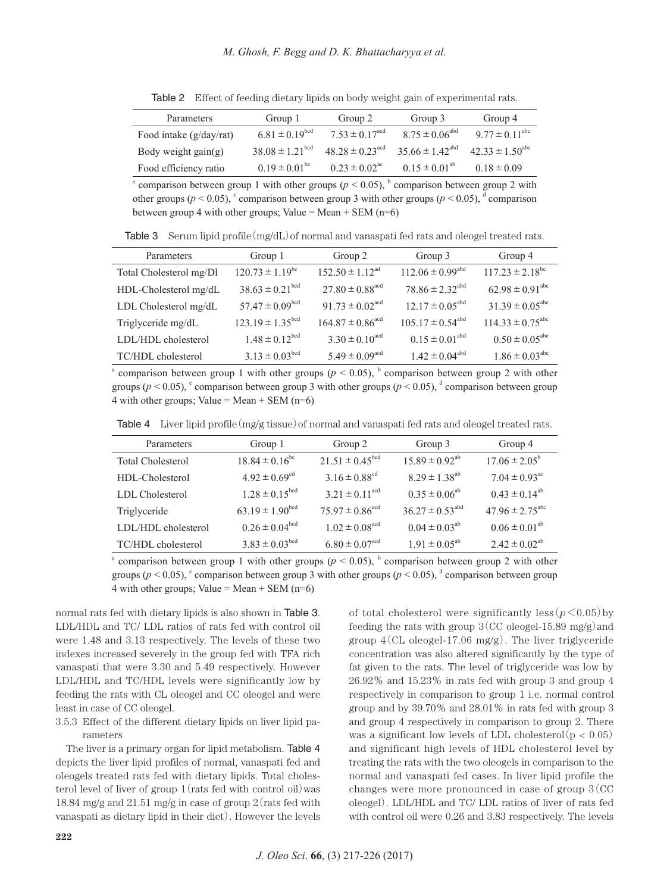Table 2　Effect of feeding dietary lipids on body weight gain of experimental rats.

| Parameters | Group 1 | Group 2 | Group 3 | Group 4 |
|---|---|---|---|---|
| Food intake (g/day/rat) | $6.81 \pm 0.19^{bcd}$ | $7.53 \pm 0.17^{acd}$ | $8.75 \pm 0.06^{abd}$ | $9.77 \pm 0.11^{abc}$ |
| Body weight gain(g) | $38.08 \pm 1.21^{bcd}$ | $48.28 \pm 0.23^{acd}$ | $35.66 \pm 1.42^{abd}$ | $42.33 \pm 1.50^{abc}$ |
| Food efficiency ratio | $0.19 \pm 0.01^{bc}$ | $0.23 \pm 0.02^{ac}$ | $0.15 \pm 0.01^{ab}$ | $0.18 \pm 0.09$ |

[a] comparison between group 1 with other groups ($p < 0.05$), [b] comparison between group 2 with other groups ($p < 0.05$), [c] comparison between group 3 with other groups ($p < 0.05$), [d] comparison between group 4 with other groups; Value = Mean + SEM (n=6)

Table 3　Serum lipid profile (mg/dL) of normal and vanaspati fed rats and oleogel treated rats.

| Parameters | Group 1 | Group 2 | Group 3 | Group 4 |
|---|---|---|---|---|
| Total Cholesterol mg/Dl | $120.73 \pm 1.19^{bc}$ | $152.50 \pm 1.12^{ad}$ | $112.06 \pm 0.99^{abd}$ | $117.23 \pm 2.18^{bc}$ |
| HDL-Cholesterol mg/dL | $38.63 \pm 0.21^{bcd}$ | $27.80 \pm 0.88^{acd}$ | $78.86 \pm 2.32^{abd}$ | $62.98 \pm 0.91^{abc}$ |
| LDL Cholesterol mg/dL | $57.47 \pm 0.09^{bcd}$ | $91.73 \pm 0.02^{acd}$ | $12.17 \pm 0.05^{abd}$ | $31.39 \pm 0.05^{abc}$ |
| Triglyceride mg/dL | $123.19 \pm 1.35^{bcd}$ | $164.87 \pm 0.86^{acd}$ | $105.17 \pm 0.54^{abd}$ | $114.33 \pm 0.75^{abc}$ |
| LDL/HDL cholesterol | $1.48 \pm 0.12^{bcd}$ | $3.30 \pm 0.10^{acd}$ | $0.15 \pm 0.01^{abd}$ | $0.50 \pm 0.05^{abc}$ |
| TC/HDL cholesterol | $3.13 \pm 0.03^{bcd}$ | $5.49 \pm 0.09^{acd}$ | $1.42 \pm 0.04^{abd}$ | $1.86 \pm 0.03^{abc}$ |

[a] comparison between group 1 with other groups ($p < 0.05$), [b] comparison between group 2 with other groups ($p < 0.05$), [c] comparison between group 3 with other groups ($p < 0.05$), [d] comparison between group 4 with other groups; Value = Mean + SEM (n=6)

Table 4　Liver lipid profile (mg/g tissue) of normal and vanaspati fed rats and oleogel treated rats.

| Parameters | Group 1 | Group 2 | Group 3 | Group 4 |
|---|---|---|---|---|
| Total Cholesterol | $18.84 \pm 0.16^{bc}$ | $21.51 \pm 0.45^{bcd}$ | $15.89 \pm 0.92^{ab}$ | $17.06 \pm 2.05^{b}$ |
| HDL-Cholesterol | $4.92 \pm 0.69^{cd}$ | $3.16 \pm 0.88^{cd}$ | $8.29 \pm 1.38^{ab}$ | $7.04 \pm 0.93^{ac}$ |
| LDL Cholesterol | $1.28 \pm 0.15^{bcd}$ | $3.21 \pm 0.11^{acd}$ | $0.35 \pm 0.06^{ab}$ | $0.43 \pm 0.14^{ab}$ |
| Triglyceride | $63.19 \pm 1.90^{bcd}$ | $75.97 \pm 0.86^{acd}$ | $36.27 \pm 0.53^{abd}$ | $47.96 \pm 2.75^{abc}$ |
| LDL/HDL cholesterol | $0.26 \pm 0.04^{bcd}$ | $1.02 \pm 0.08^{acd}$ | $0.04 \pm 0.03^{ab}$ | $0.06 \pm 0.01^{ab}$ |
| TC/HDL cholesterol | $3.83 \pm 0.03^{bcd}$ | $6.80 \pm 0.07^{acd}$ | $1.91 \pm 0.05^{ab}$ | $2.42 \pm 0.02^{ab}$ |

[a] comparison between group 1 with other groups ($p < 0.05$), [b] comparison between group 2 with other groups ($p < 0.05$), [c] comparison between group 3 with other groups ($p < 0.05$), [d] comparison between group 4 with other groups; Value = Mean + SEM (n=6)

normal rats fed with dietary lipids is also shown in Table 3. LDL/HDL and TC/ LDL ratios of rats fed with control oil were 1.48 and 3.13 respectively. The levels of these two indexes increased severely in the group fed with TFA rich vanaspati that were 3.30 and 5.49 respectively. However LDL/HDL and TC/HDL levels were significantly low by feeding the rats with CL oleogel and CC oleogel and were least in case of CC oleogel.

3.5.3 Effect of the different dietary lipids on liver lipid parameters

The liver is a primary organ for lipid metabolism. Table 4 depicts the liver lipid profiles of normal, vanaspati fed and oleogels treated rats fed with dietary lipids. Total cholesterol level of liver of group 1 (rats fed with control oil) was 18.84 mg/g and 21.51 mg/g in case of group 2 (rats fed with vanaspati as dietary lipid in their diet). However the levels of total cholesterol were significantly less ($p<0.05$) by feeding the rats with group 3 (CC oleogel-15.89 mg/g) and group 4 (CL oleogel-17.06 mg/g). The liver triglyceride concentration was also altered significantly by the type of fat given to the rats. The level of triglyceride was low by 26.92% and 15.23% in rats fed with group 3 and group 4 respectively in comparison to group 1 i.e. normal control group and by 39.70% and 28.01% in rats fed with group 3 and group 4 respectively in comparison to group 2. There was a significant low levels of LDL cholesterol ($p < 0.05$) and significant high levels of HDL cholesterol level by treating the rats with the two oleogels in comparison to the normal and vanaspati fed cases. In liver lipid profile the changes were more pronounced in case of group 3 (CC oleogel). LDL/HDL and TC/ LDL ratios of liver of rats fed with control oil were 0.26 and 3.83 respectively. The levels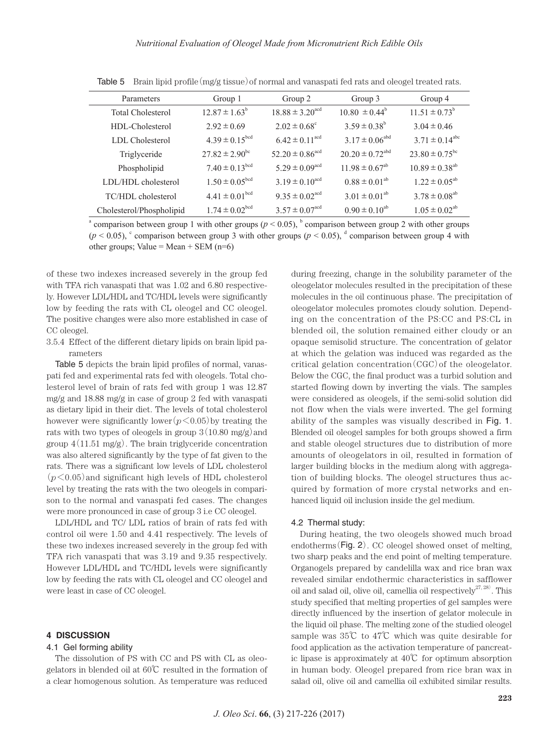Table 5 Brain lipid profile (mg/g tissue) of normal and vanaspati fed rats and oleogel treated rats.

| Parameters | Group 1 | Group 2 | Group 3 | Group 4 |
|---|---|---|---|---|
| Total Cholesterol | $12.87 \pm 1.63^{b}$ | $18.88 \pm 3.20^{acd}$ | $10.80 \pm 0.44^{b}$ | $11.51 \pm 0.73^{b}$ |
| HDL-Cholesterol | $2.92 \pm 0.69$ | $2.02 \pm 0.68^{c}$ | $3.59 \pm 0.38^{b}$ | $3.04 \pm 0.46$ |
| LDL Cholesterol | $4.39 \pm 0.15^{bcd}$ | $6.42 \pm 0.11^{acd}$ | $3.17 \pm 0.06^{abd}$ | $3.71 \pm 0.14^{abc}$ |
| Triglyceride | $27.82 \pm 2.90^{bc}$ | $52.20 \pm 0.86^{acd}$ | $20.20 \pm 0.72^{abd}$ | $23.80 \pm 0.75^{bc}$ |
| Phospholipid | $7.40 \pm 0.13^{bcd}$ | $5.29 \pm 0.09^{acd}$ | $11.98 \pm 0.67^{ab}$ | $10.89 \pm 0.38^{ab}$ |
| LDL/HDL cholesterol | $1.50 \pm 0.05^{bcd}$ | $3.19 \pm 0.10^{acd}$ | $0.88 \pm 0.01^{ab}$ | $1.22 \pm 0.05^{ab}$ |
| TC/HDL cholesterol | $4.41 \pm 0.01^{bcd}$ | $9.35 \pm 0.02^{acd}$ | $3.01 \pm 0.01^{ab}$ | $3.78 \pm 0.08^{ab}$ |
| Cholesterol/Phospholipid | $1.74 \pm 0.02^{bcd}$ | $3.57 \pm 0.07^{acd}$ | $0.90 \pm 0.10^{ab}$ | $1.05 \pm 0.02^{ab}$ |

[a] comparison between group 1 with other groups ($p < 0.05$), [b] comparison between group 2 with other groups ($p < 0.05$), [c] comparison between group 3 with other groups ($p < 0.05$), [d] comparison between group 4 with other groups; Value = Mean + SEM (n=6)

of these two indexes increased severely in the group fed with TFA rich vanaspati that was 1.02 and 6.80 respectively. However LDL/HDL and TC/HDL levels were significantly low by feeding the rats with CL oleogel and CC oleogel. The positive changes were also more established in case of CC oleogel.

#### 3.5.4 Effect of the different dietary lipids on brain lipid parameters

Table 5 depicts the brain lipid profiles of normal, vanaspati fed and experimental rats fed with oleogels. Total cholesterol level of brain of rats fed with group 1 was 12.87 mg/g and 18.88 mg/g in case of group 2 fed with vanaspati as dietary lipid in their diet. The levels of total cholesterol however were significantly lower ($p < 0.05$) by treating the rats with two types of oleogels in group 3 (10.80 mg/g) and group 4 (11.51 mg/g). The brain triglyceride concentration was also altered significantly by the type of fat given to the rats. There was a significant low levels of LDL cholesterol ($p < 0.05$) and significant high levels of HDL cholesterol level by treating the rats with the two oleogels in comparison to the normal and vanaspati fed cases. The changes were more pronounced in case of group 3 i.e CC oleogel.

LDL/HDL and TC/ LDL ratios of brain of rats fed with control oil were 1.50 and 4.41 respectively. The levels of these two indexes increased severely in the group fed with TFA rich vanaspati that was 3.19 and 9.35 respectively. However LDL/HDL and TC/HDL levels were significantly low by feeding the rats with CL oleogel and CC oleogel and were least in case of CC oleogel.

## 4 DISCUSSION

### 4.1 Gel forming ability

The dissolution of PS with CC and PS with CL as oleogelators in blended oil at 60℃ resulted in the formation of a clear homogenous solution. As temperature was reduced during freezing, change in the solubility parameter of the oleogelator molecules resulted in the precipitation of these molecules in the oil continuous phase. The precipitation of oleogelator molecules promotes cloudy solution. Depending on the concentration of the PS:CC and PS:CL in blended oil, the solution remained either cloudy or an opaque semisolid structure. The concentration of gelator at which the gelation was induced was regarded as the critical gelation concentration (CGC) of the oleogelator. Below the CGC, the final product was a turbid solution and started flowing down by inverting the vials. The samples were considered as oleogels, if the semi-solid solution did not flow when the vials were inverted. The gel forming ability of the samples was visually described in Fig. 1. Blended oil oleogel samples for both groups showed a firm and stable oleogel structures due to distribution of more amounts of oleogelators in oil, resulted in formation of larger building blocks in the medium along with aggregation of building blocks. The oleogel structures thus acquired by formation of more crystal networks and enhanced liquid oil inclusion inside the gel medium.

### 4.2 Thermal study:

During heating, the two oleogels showed much broad endotherms (Fig. 2). CC oleogel showed onset of melting, two sharp peaks and the end point of melting temperature. Organogels prepared by candelilla wax and rice bran wax revealed similar endothermic characteristics in safflower oil and salad oil, olive oil, camellia oil respectively[27, 28]. This study specified that melting properties of gel samples were directly influenced by the insertion of gelator molecule in the liquid oil phase. The melting zone of the studied oleogel sample was 35℃ to 47℃ which was quite desirable for food application as the activation temperature of pancreatic lipase is approximately at 40℃ for optimum absorption in human body. Oleogel prepared from rice bran wax in salad oil, olive oil and camellia oil exhibited similar results.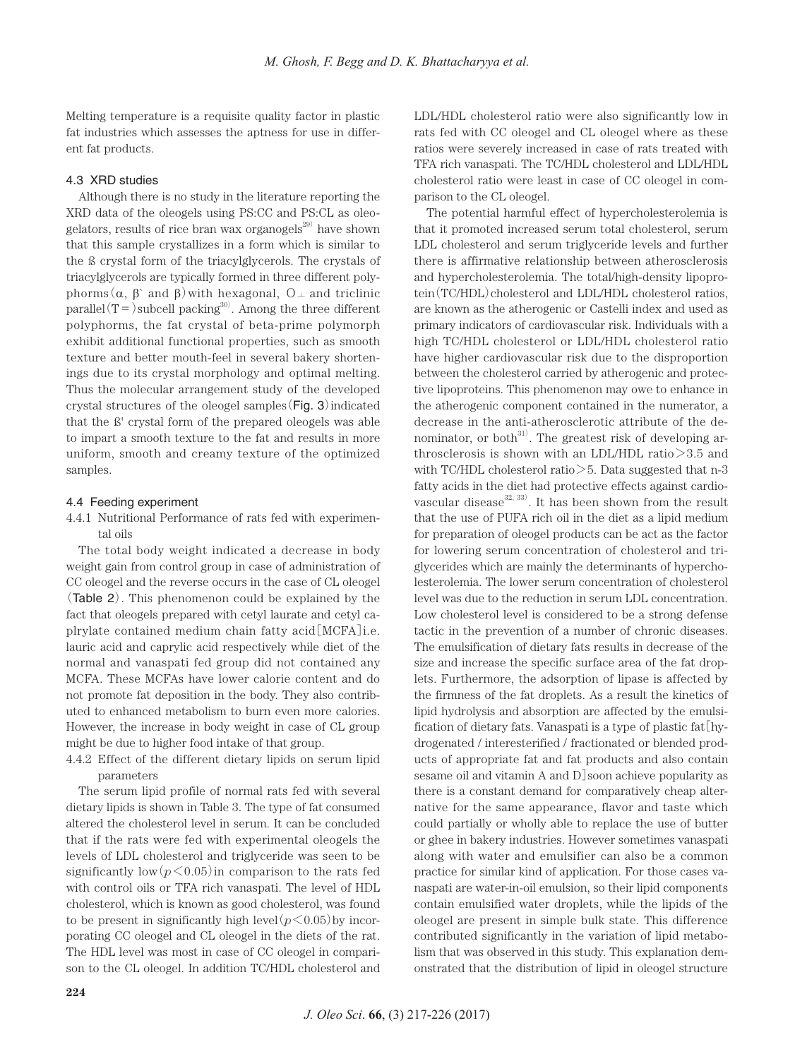Melting temperature is a requisite quality factor in plastic fat industries which assesses the aptness for use in different fat products.

### 4.3 XRD studies

Although there is no study in the literature reporting the XRD data of the oleogels using PS:CC and PS:CL as oleogelators, results of rice bran wax organogels[29] have shown that this sample crystallizes in a form which is similar to the ß crystal form of the triacylglycerols. The crystals of triacylglycerols are typically formed in three different polyphorms (α, β` and β) with hexagonal, O⊥ and triclinic parallel (T=) subcell packing[30]. Among the three different polyphorms, the fat crystal of beta-prime polymorph exhibit additional functional properties, such as smooth texture and better mouth-feel in several bakery shortenings due to its crystal morphology and optimal melting. Thus the molecular arrangement study of the developed crystal structures of the oleogel samples (**Fig. 3**) indicated that the ß' crystal form of the prepared oleogels was able to impart a smooth texture to the fat and results in more uniform, smooth and creamy texture of the optimized samples.

### 4.4 Feeding experiment

#### 4.4.1 Nutritional Performance of rats fed with experimental oils

The total body weight indicated a decrease in body weight gain from control group in case of administration of CC oleogel and the reverse occurs in the case of CL oleogel (**Table 2**). This phenomenon could be explained by the fact that oleogels prepared with cetyl laurate and cetyl caplrylate contained medium chain fatty acid [MCFA] i.e. lauric acid and caprylic acid respectively while diet of the normal and vanaspati fed group did not contained any MCFA. These MCFAs have lower calorie content and do not promote fat deposition in the body. They also contributed to enhanced metabolism to burn even more calories. However, the increase in body weight in case of CL group might be due to higher food intake of that group.

#### 4.4.2 Effect of the different dietary lipids on serum lipid parameters

The serum lipid profile of normal rats fed with several dietary lipids is shown in Table 3. The type of fat consumed altered the cholesterol level in serum. It can be concluded that if the rats were fed with experimental oleogels the levels of LDL cholesterol and triglyceride was seen to be significantly low ($p<0.05$) in comparison to the rats fed with control oils or TFA rich vanaspati. The level of HDL cholesterol, which is known as good cholesterol, was found to be present in significantly high level ($p<0.05$) by incorporating CC oleogel and CL oleogel in the diets of the rat. The HDL level was most in case of CC oleogel in comparison to the CL oleogel. In addition TC/HDL cholesterol and LDL/HDL cholesterol ratio were also significantly low in rats fed with CC oleogel and CL oleogel where as these ratios were severely increased in case of rats treated with TFA rich vanaspati. The TC/HDL cholesterol and LDL/HDL cholesterol ratio were least in case of CC oleogel in comparison to the CL oleogel.

The potential harmful effect of hypercholesterolemia is that it promoted increased serum total cholesterol, serum LDL cholesterol and serum triglyceride levels and further there is affirmative relationship between atherosclerosis and hypercholesterolemia. The total/high-density lipoprotein (TC/HDL) cholesterol and LDL/HDL cholesterol ratios, are known as the atherogenic or Castelli index and used as primary indicators of cardiovascular risk. Individuals with a high TC/HDL cholesterol or LDL/HDL cholesterol ratio have higher cardiovascular risk due to the disproportion between the cholesterol carried by atherogenic and protective lipoproteins. This phenomenon may owe to enhance in the atherogenic component contained in the numerator, a decrease in the anti-atherosclerotic attribute of the denominator, or both[31]. The greatest risk of developing arthrosclerosis is shown with an LDL/HDL ratio $>3.5$ and with TC/HDL cholesterol ratio $>5$. Data suggested that n-3 fatty acids in the diet had protective effects against cardiovascular disease[32, 33]. It has been shown from the result that the use of PUFA rich oil in the diet as a lipid medium for preparation of oleogel products can be act as the factor for lowering serum concentration of cholesterol and triglycerides which are mainly the determinants of hypercholesterolemia. The lower serum concentration of cholesterol level was due to the reduction in serum LDL concentration. Low cholesterol level is considered to be a strong defense tactic in the prevention of a number of chronic diseases. The emulsification of dietary fats results in decrease of the size and increase the specific surface area of the fat droplets. Furthermore, the adsorption of lipase is affected by the firmness of the fat droplets. As a result the kinetics of lipid hydrolysis and absorption are affected by the emulsification of dietary fats. Vanaspati is a type of plastic fat [hydrogenated / interesterified / fractionated or blended products of appropriate fat and fat products and also contain sesame oil and vitamin A and D] soon achieve popularity as there is a constant demand for comparatively cheap alternative for the same appearance, flavor and taste which could partially or wholly able to replace the use of butter or ghee in bakery industries. However sometimes vanaspati along with water and emulsifier can also be a common practice for similar kind of application. For those cases vanaspati are water-in-oil emulsion, so their lipid components contain emulsified water droplets, while the lipids of the oleogel are present in simple bulk state. This difference contributed significantly in the variation of lipid metabolism that was observed in this study. This explanation demonstrated that the distribution of lipid in oleogel structure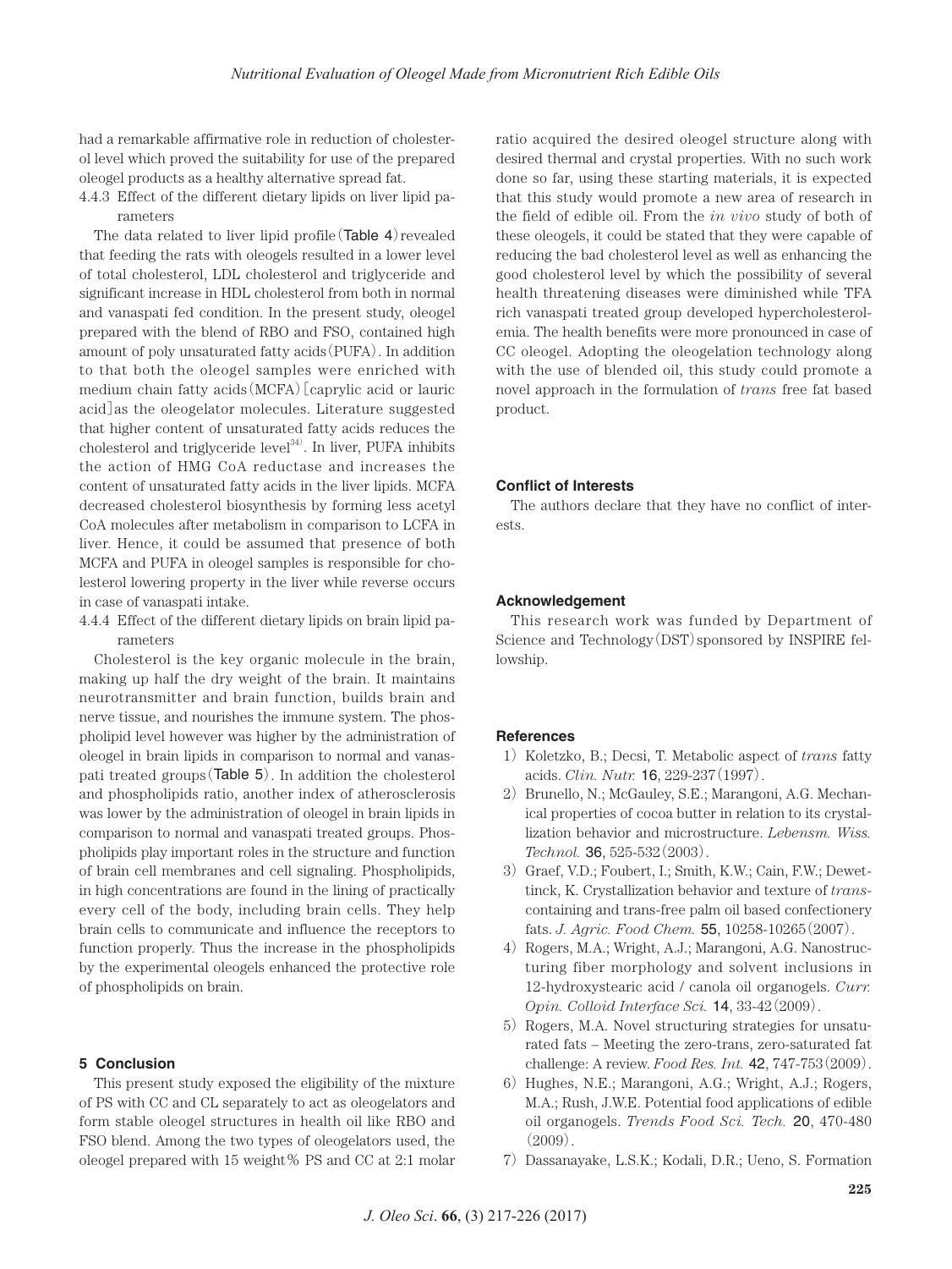had a remarkable affirmative role in reduction of cholesterol level which proved the suitability for use of the prepared oleogel products as a healthy alternative spread fat.

4.4.3 Effect of the different dietary lipids on liver lipid parameters

The data related to liver lipid profile (Table 4) revealed that feeding the rats with oleogels resulted in a lower level of total cholesterol, LDL cholesterol and triglyceride and significant increase in HDL cholesterol from both in normal and vanaspati fed condition. In the present study, oleogel prepared with the blend of RBO and FSO, contained high amount of poly unsaturated fatty acids (PUFA). In addition to that both the oleogel samples were enriched with medium chain fatty acids (MCFA) [caprylic acid or lauric acid] as the oleogelator molecules. Literature suggested that higher content of unsaturated fatty acids reduces the cholesterol and triglyceride level[34]. In liver, PUFA inhibits the action of HMG CoA reductase and increases the content of unsaturated fatty acids in the liver lipids. MCFA decreased cholesterol biosynthesis by forming less acetyl CoA molecules after metabolism in comparison to LCFA in liver. Hence, it could be assumed that presence of both MCFA and PUFA in oleogel samples is responsible for cholesterol lowering property in the liver while reverse occurs in case of vanaspati intake.

4.4.4 Effect of the different dietary lipids on brain lipid parameters

Cholesterol is the key organic molecule in the brain, making up half the dry weight of the brain. It maintains neurotransmitter and brain function, builds brain and nerve tissue, and nourishes the immune system. The phospholipid level however was higher by the administration of oleogel in brain lipids in comparison to normal and vanaspati treated groups (Table 5). In addition the cholesterol and phospholipids ratio, another index of atherosclerosis was lower by the administration of oleogel in brain lipids in comparison to normal and vanaspati treated groups. Phospholipids play important roles in the structure and function of brain cell membranes and cell signaling. Phospholipids, in high concentrations are found in the lining of practically every cell of the body, including brain cells. They help brain cells to communicate and influence the receptors to function properly. Thus the increase in the phospholipids by the experimental oleogels enhanced the protective role of phospholipids on brain.

## 5 Conclusion

This present study exposed the eligibility of the mixture of PS with CC and CL separately to act as oleogelators and form stable oleogel structures in health oil like RBO and FSO blend. Among the two types of oleogelators used, the oleogel prepared with 15 weight% PS and CC at 2:1 molar ratio acquired the desired oleogel structure along with desired thermal and crystal properties. With no such work done so far, using these starting materials, it is expected that this study would promote a new area of research in the field of edible oil. From the *in vivo* study of both of these oleogels, it could be stated that they were capable of reducing the bad cholesterol level as well as enhancing the good cholesterol level by which the possibility of several health threatening diseases were diminished while TFA rich vanaspati treated group developed hypercholesterolemia. The health benefits were more pronounced in case of CC oleogel. Adopting the oleogelation technology along with the use of blended oil, this study could promote a novel approach in the formulation of *trans* free fat based product.

## Conflict of Interests

The authors declare that they have no conflict of interests.

## Acknowledgement

This research work was funded by Department of Science and Technology (DST) sponsored by INSPIRE fellowship.

## References

1) Koletzko, B.; Decsi, T. Metabolic aspect of *trans* fatty acids. *Clin. Nutr.* **16**, 229-237 (1997).
2) Brunello, N.; McGauley, S.E.; Marangoni, A.G. Mechanical properties of cocoa butter in relation to its crystallization behavior and microstructure. *Lebensm. Wiss. Technol.* **36**, 525-532 (2003).
3) Graef, V.D.; Foubert, I.; Smith, K.W.; Cain, F.W.; Dewettinck, K. Crystallization behavior and texture of *trans*-containing and trans-free palm oil based confectionery fats. *J. Agric. Food Chem.* **55**, 10258-10265 (2007).
4) Rogers, M.A.; Wright, A.J.; Marangoni, A.G. Nanostructuring fiber morphology and solvent inclusions in 12-hydroxystearic acid / canola oil organogels. *Curr. Opin. Colloid Interface Sci.* **14**, 33-42 (2009).
5) Rogers, M.A. Novel structuring strategies for unsaturated fats – Meeting the zero-trans, zero-saturated fat challenge: A review. *Food Res. Int.* **42**, 747-753 (2009).
6) Hughes, N.E.; Marangoni, A.G.; Wright, A.J.; Rogers, M.A.; Rush, J.W.E. Potential food applications of edible oil organogels. *Trends Food Sci. Tech.* **20**, 470-480 (2009).
7) Dassanayake, L.S.K.; Kodali, D.R.; Ueno, S. Formation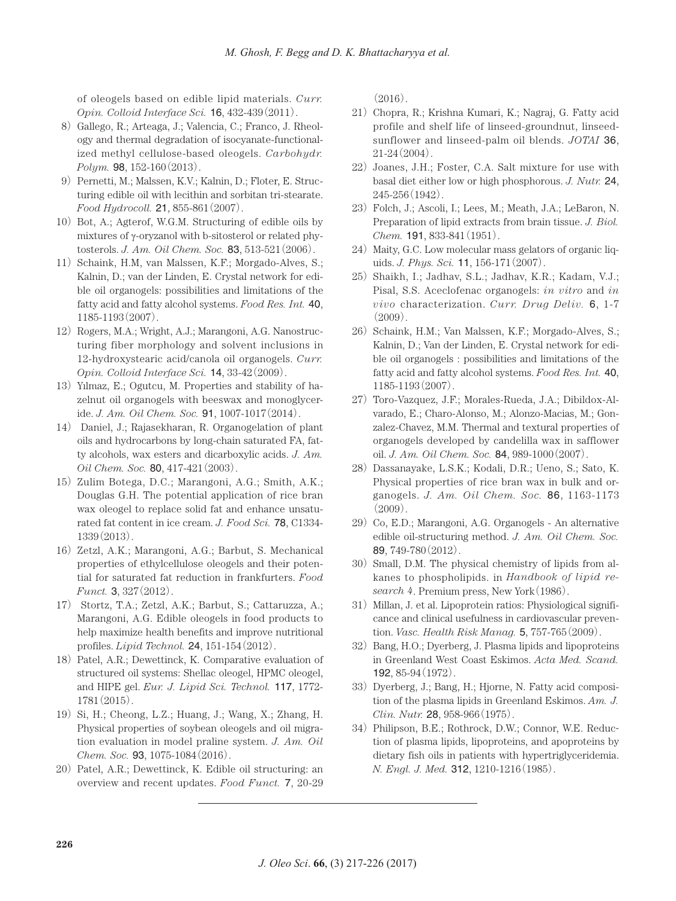of oleogels based on edible lipid materials. *Curr. Opin. Colloid Interface Sci.* **16**, 432-439 (2011).

8) Gallego, R.; Arteaga, J.; Valencia, C.; Franco, J. Rheology and thermal degradation of isocyanate-functionalized methyl cellulose-based oleogels. *Carbohydr. Polym.* **98**, 152-160 (2013).

9) Pernetti, M.; Malssen, K.V.; Kalnin, D.; Floter, E. Structuring edible oil with lecithin and sorbitan tri-stearate. *Food Hydrocoll.* **21**, 855-861 (2007).

10) Bot, A.; Agterof, W.G.M. Structuring of edible oils by mixtures of γ-oryzanol with b-sitosterol or related phytosterols. *J. Am. Oil Chem. Soc.* **83**, 513-521 (2006).

11) Schaink, H.M, van Malssen, K.F.; Morgado-Alves, S.; Kalnin, D.; van der Linden, E. Crystal network for edible oil organogels: possibilities and limitations of the fatty acid and fatty alcohol systems. *Food Res. Int.* **40**, 1185-1193 (2007).

12) Rogers, M.A.; Wright, A.J.; Marangoni, A.G. Nanostructuring fiber morphology and solvent inclusions in 12-hydroxystearic acid/canola oil organogels. *Curr. Opin. Colloid Interface Sci.* **14**, 33-42 (2009).

13) Yılmaz, E.; Ogutcu, M. Properties and stability of hazelnut oil organogels with beeswax and monoglyceride. *J. Am. Oil Chem. Soc.* **91**, 1007-1017 (2014).

14) Daniel, J.; Rajasekharan, R. Organogelation of plant oils and hydrocarbons by long-chain saturated FA, fatty alcohols, wax esters and dicarboxylic acids. *J. Am. Oil Chem. Soc.* **80**, 417-421 (2003).

15) Zulim Botega, D.C.; Marangoni, A.G.; Smith, A.K.; Douglas G.H. The potential application of rice bran wax oleogel to replace solid fat and enhance unsaturated fat content in ice cream. *J. Food Sci.* **78**, C1334-1339 (2013).

16) Zetzl, A.K.; Marangoni, A.G.; Barbut, S. Mechanical properties of ethylcellulose oleogels and their potential for saturated fat reduction in frankfurters. *Food Funct.* **3**, 327 (2012).

17) Stortz, T.A.; Zetzl, A.K.; Barbut, S.; Cattaruzza, A.; Marangoni, A.G. Edible oleogels in food products to help maximize health benefits and improve nutritional profiles. *Lipid Technol.* **24**, 151-154 (2012).

18) Patel, A.R.; Dewettinck, K. Comparative evaluation of structured oil systems: Shellac oleogel, HPMC oleogel, and HIPE gel. *Eur. J. Lipid Sci. Technol.* **117**, 1772-1781 (2015).

19) Si, H.; Cheong, L.Z.; Huang, J.; Wang, X.; Zhang, H. Physical properties of soybean oleogels and oil migration evaluation in model praline system. *J. Am. Oil Chem. Soc.* **93**, 1075-1084 (2016).

20) Patel, A.R.; Dewettinck, K. Edible oil structuring: an overview and recent updates. *Food Funct.* **7**, 20-29 (2016).

21) Chopra, R.; Krishna Kumari, K.; Nagraj, G. Fatty acid profile and shelf life of linseed-groundnut, linseed-sunflower and linseed-palm oil blends. *JOTAI* **36**, 21-24 (2004).

22) Joanes, J.H.; Foster, C.A. Salt mixture for use with basal diet either low or high phosphorous. *J. Nutr.* **24**, 245-256 (1942).

23) Folch, J.; Ascoli, I.; Lees, M.; Meath, J.A.; LeBaron, N. Preparation of lipid extracts from brain tissue. *J. Biol. Chem.* **191**, 833-841 (1951).

24) Maity, G.C. Low molecular mass gelators of organic liquids. *J. Phys. Sci.* **11**, 156-171 (2007).

25) Shaikh, I.; Jadhav, S.L.; Jadhav, K.R.; Kadam, V.J.; Pisal, S.S. Aceclofenac organogels: *in vitro* and *in vivo* characterization. *Curr. Drug Deliv.* **6**, 1-7 (2009).

26) Schaink, H.M.; Van Malssen, K.F.; Morgado-Alves, S.; Kalnin, D.; Van der Linden, E. Crystal network for edible oil organogels : possibilities and limitations of the fatty acid and fatty alcohol systems. *Food Res. Int.* **40**, 1185-1193 (2007).

27) Toro-Vazquez, J.F.; Morales-Rueda, J.A.; Dibildox-Alvarado, E.; Charo-Alonso, M.; Alonzo-Macias, M.; Gonzalez-Chavez, M.M. Thermal and textural properties of organogels developed by candelilla wax in safflower oil. *J. Am. Oil Chem. Soc.* **84**, 989-1000 (2007).

28) Dassanayake, L.S.K.; Kodali, D.R.; Ueno, S.; Sato, K. Physical properties of rice bran wax in bulk and organogels. *J. Am. Oil Chem. Soc.* **86**, 1163-1173 (2009).

29) Co, E.D.; Marangoni, A.G. Organogels - An alternative edible oil-structuring method. *J. Am. Oil Chem. Soc.* **89**, 749-780 (2012).

30) Small, D.M. The physical chemistry of lipids from alkanes to phospholipids. in *Handbook of lipid research 4*. Premium press, New York (1986).

31) Millan, J. et al. Lipoprotein ratios: Physiological significance and clinical usefulness in cardiovascular prevention. *Vasc. Health Risk Manag.* **5**, 757-765 (2009).

32) Bang, H.O.; Dyerberg, J. Plasma lipids and lipoproteins in Greenland West Coast Eskimos. *Acta Med. Scand.* **192**, 85-94 (1972).

33) Dyerberg, J.; Bang, H.; Hjorne, N. Fatty acid composition of the plasma lipids in Greenland Eskimos. *Am. J. Clin. Nutr.* **28**, 958-966 (1975).

34) Philipson, B.E.; Rothrock, D.W.; Connor, W.E. Reduction of plasma lipids, lipoproteins, and apoproteins by dietary fish oils in patients with hypertriglyceridemia. *N. Engl. J. Med.* **312**, 1210-1216 (1985).